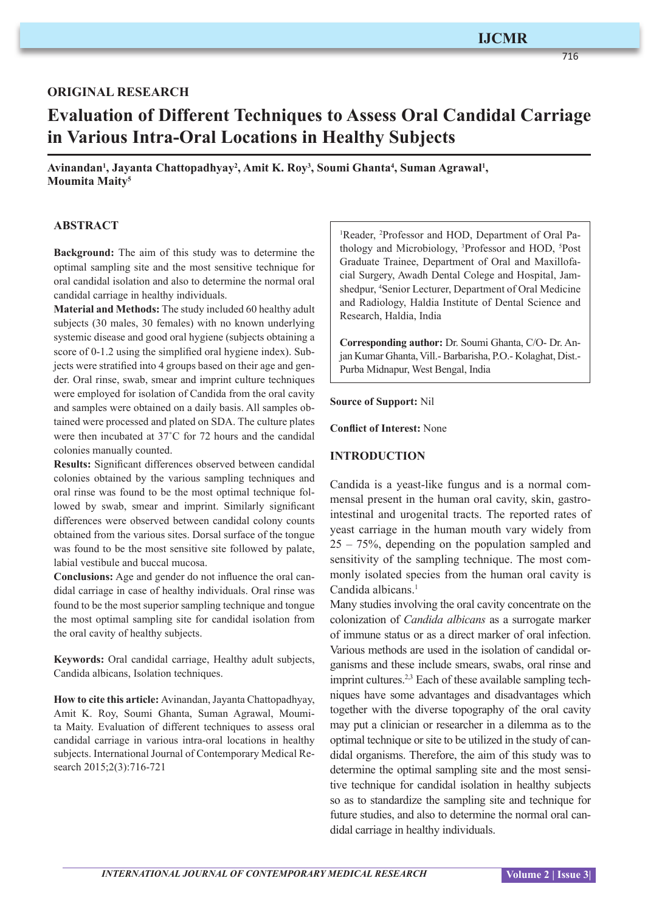ORIGINAL RESEARCH

# Evaluation of Different Techniques to Assess Oral Candidal Carriage in Various Intra-Oral Locations in Healthy Subjects

**Avinandan[1], Jayanta Chattopadhyay[2], Amit K. Roy[3], Soumi Ghanta[4], Suman Agrawal[1], Moumita Maity[5]**

## ABSTRACT

**Background:** The aim of this study was to determine the optimal sampling site and the most sensitive technique for oral candidal isolation and also to determine the normal oral candidal carriage in healthy individuals.

**Material and Methods:** The study included 60 healthy adult subjects (30 males, 30 females) with no known underlying systemic disease and good oral hygiene (subjects obtaining a score of 0-1.2 using the simplified oral hygiene index). Subjects were stratified into 4 groups based on their age and gender. Oral rinse, swab, smear and imprint culture techniques were employed for isolation of Candida from the oral cavity and samples were obtained on a daily basis. All samples obtained were processed and plated on SDA. The culture plates were then incubated at 37˚C for 72 hours and the candidal colonies manually counted.

**Results:** Significant differences observed between candidal colonies obtained by the various sampling techniques and oral rinse was found to be the most optimal technique followed by swab, smear and imprint. Similarly significant differences were observed between candidal colony counts obtained from the various sites. Dorsal surface of the tongue was found to be the most sensitive site followed by palate, labial vestibule and buccal mucosa.

**Conclusions:** Age and gender do not influence the oral candidal carriage in case of healthy individuals. Oral rinse was found to be the most superior sampling technique and tongue the most optimal sampling site for candidal isolation from the oral cavity of healthy subjects.

**Keywords:** Oral candidal carriage, Healthy adult subjects, Candida albicans, Isolation techniques.

**How to cite this article:** Avinandan, Jayanta Chattopadhyay, Amit K. Roy, Soumi Ghanta, Suman Agrawal, Moumita Maity. Evaluation of different techniques to assess oral candidal carriage in various intra-oral locations in healthy subjects. International Journal of Contemporary Medical Research 2015;2(3):716-721

[1]Reader, [2]Professor and HOD, Department of Oral Pathology and Microbiology, [3]Professor and HOD, [5]Post Graduate Trainee, Department of Oral and Maxillofacial Surgery, Awadh Dental Colege and Hospital, Jamshedpur, [4]Senior Lecturer, Department of Oral Medicine and Radiology, Haldia Institute of Dental Science and Research, Haldia, India

**Corresponding author:** Dr. Soumi Ghanta, C/O- Dr. Anjan Kumar Ghanta, Vill.- Barbarisha, P.O.- Kolaghat, Dist.- Purba Midnapur, West Bengal, India

**Source of Support:** Nil

**Conflict of Interest:** None

## INTRODUCTION

Candida is a yeast-like fungus and is a normal commensal present in the human oral cavity, skin, gastrointestinal and urogenital tracts. The reported rates of yeast carriage in the human mouth vary widely from 25 – 75%, depending on the population sampled and sensitivity of the sampling technique. The most commonly isolated species from the human oral cavity is Candida albicans.[1]

Many studies involving the oral cavity concentrate on the colonization of *Candida albicans* as a surrogate marker of immune status or as a direct marker of oral infection. Various methods are used in the isolation of candidal organisms and these include smears, swabs, oral rinse and imprint cultures.[2,3] Each of these available sampling techniques have some advantages and disadvantages which together with the diverse topography of the oral cavity may put a clinician or researcher in a dilemma as to the optimal technique or site to be utilized in the study of candidal organisms. Therefore, the aim of this study was to determine the optimal sampling site and the most sensitive technique for candidal isolation in healthy subjects so as to standardize the sampling site and technique for future studies, and also to determine the normal oral candidal carriage in healthy individuals.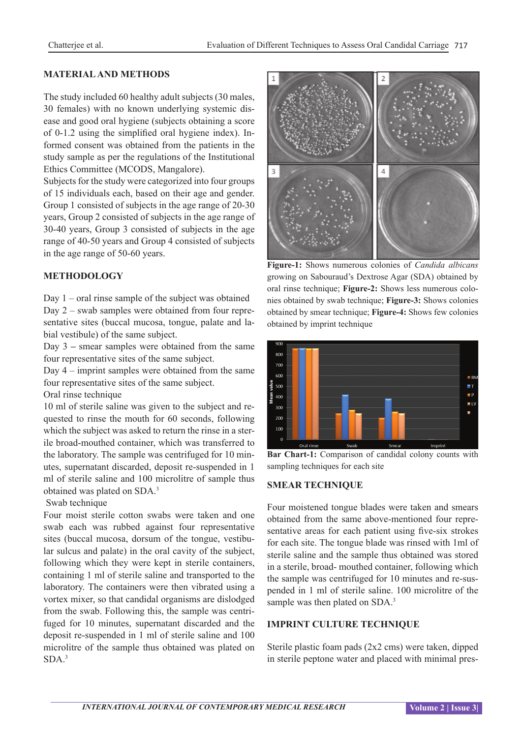## MATERIAL AND METHODS

The study included 60 healthy adult subjects (30 males, 30 females) with no known underlying systemic disease and good oral hygiene (subjects obtaining a score of 0-1.2 using the simplified oral hygiene index). Informed consent was obtained from the patients in the study sample as per the regulations of the Institutional Ethics Committee (MCODS, Mangalore).

Subjects for the study were categorized into four groups of 15 individuals each, based on their age and gender. Group 1 consisted of subjects in the age range of 20-30 years, Group 2 consisted of subjects in the age range of 30-40 years, Group 3 consisted of subjects in the age range of 40-50 years and Group 4 consisted of subjects in the age range of 50-60 years.

## METHODOLOGY

Day 1 – oral rinse sample of the subject was obtained

Day 2 – swab samples were obtained from four representative sites (buccal mucosa, tongue, palate and labial vestibule) of the same subject.

Day 3 – smear samples were obtained from the same four representative sites of the same subject.

Day 4 – imprint samples were obtained from the same four representative sites of the same subject.

Oral rinse technique

10 ml of sterile saline was given to the subject and requested to rinse the mouth for 60 seconds, following which the subject was asked to return the rinse in a sterile broad-mouthed container, which was transferred to the laboratory. The sample was centrifuged for 10 minutes, supernatant discarded, deposit re-suspended in 1 ml of sterile saline and 100 microlitre of sample thus obtained was plated on SDA.[3]

Swab technique

Four moist sterile cotton swabs were taken and one swab each was rubbed against four representative sites (buccal mucosa, dorsum of the tongue, vestibular sulcus and palate) in the oral cavity of the subject, following which they were kept in sterile containers, containing 1 ml of sterile saline and transported to the laboratory. The containers were then vibrated using a vortex mixer, so that candidal organisms are dislodged from the swab. Following this, the sample was centrifuged for 10 minutes, supernatant discarded and the deposit re-suspended in 1 ml of sterile saline and 100 microlitre of the sample thus obtained was plated on SDA.[3]

**Figure-1:** Shows numerous colonies of *Candida albicans* growing on Sabouraud's Dextrose Agar (SDA) obtained by oral rinse technique; **Figure-2:** Shows less numerous colonies obtained by swab technique; **Figure-3:** Shows colonies obtained by smear technique; **Figure-4:** Shows few colonies obtained by imprint technique

**Bar Chart-1:** Comparison of candidal colony counts with sampling techniques for each site

## SMEAR TECHNIQUE

Four moistened tongue blades were taken and smears obtained from the same above-mentioned four representative areas for each patient using five-six strokes for each site. The tongue blade was rinsed with 1ml of sterile saline and the sample thus obtained was stored in a sterile, broad- mouthed container, following which the sample was centrifuged for 10 minutes and re-suspended in 1 ml of sterile saline. 100 microlitre of the sample was then plated on SDA.[3]

## IMPRINT CULTURE TECHNIQUE

Sterile plastic foam pads (2x2 cms) were taken, dipped in sterile peptone water and placed with minimal pres-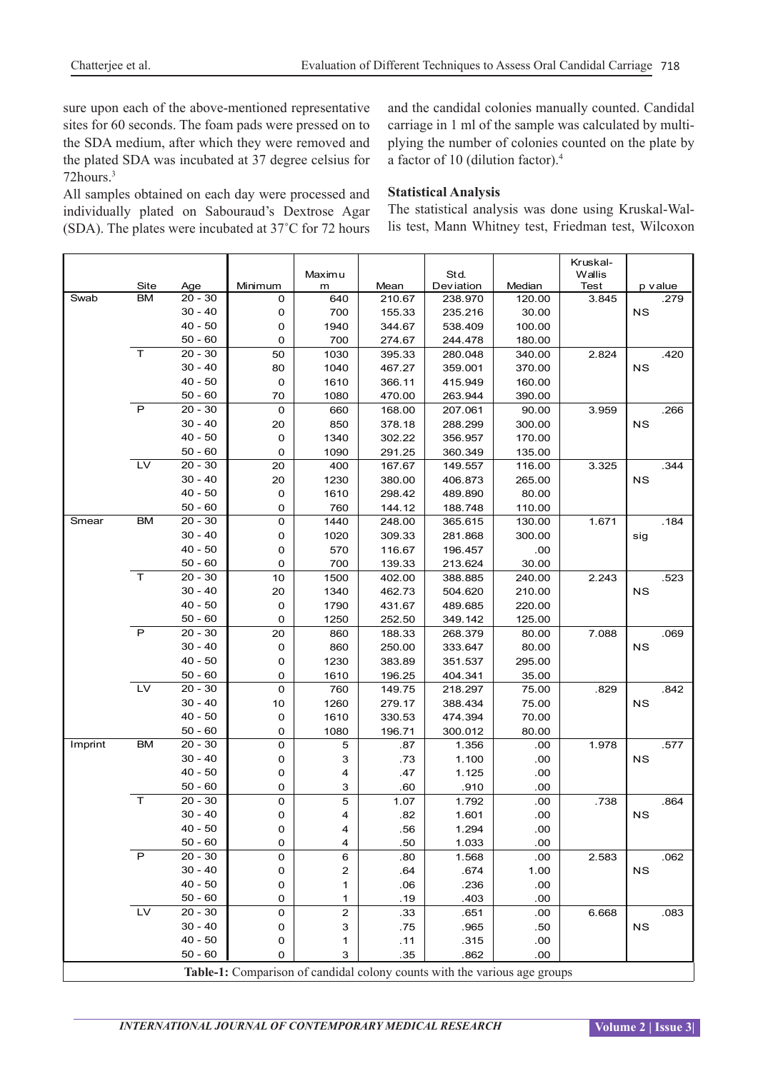sure upon each of the above-mentioned representative sites for 60 seconds. The foam pads were pressed on to the SDA medium, after which they were removed and the plated SDA was incubated at 37 degree celsius for 72hours.[3]

All samples obtained on each day were processed and individually plated on Sabouraud's Dextrose Agar (SDA). The plates were incubated at 37˚C for 72 hours and the candidal colonies manually counted. Candidal carriage in 1 ml of the sample was calculated by multiplying the number of colonies counted on the plate by a factor of 10 (dilution factor).[4]

## Statistical Analysis

The statistical analysis was done using Kruskal-Wallis test, Mann Whitney test, Friedman test, Wilcoxon

| | Site | Age | Minimum | Maximum | Mean | Std. Deviation | Median | Kruskal-Wallis Test | p value |
|---|---|---|---|---|---|---|---|---|---|
| Swab | BM | 20 - 30 | 0 | 640 | 210.67 | 238.970 | 120.00 | 3.845 | .279 |
| | | 30 - 40 | 0 | 700 | 155.33 | 235.216 | 30.00 | | NS |
| | | 40 - 50 | 0 | 1940 | 344.67 | 538.409 | 100.00 | | |
| | | 50 - 60 | 0 | 700 | 274.67 | 244.478 | 180.00 | | |
| | T | 20 - 30 | 50 | 1030 | 395.33 | 280.048 | 340.00 | 2.824 | .420 |
| | | 30 - 40 | 80 | 1040 | 467.27 | 359.001 | 370.00 | | NS |
| | | 40 - 50 | 0 | 1610 | 366.11 | 415.949 | 160.00 | | |
| | | 50 - 60 | 70 | 1080 | 470.00 | 263.944 | 390.00 | | |
| | P | 20 - 30 | 0 | 660 | 168.00 | 207.061 | 90.00 | 3.959 | .266 |
| | | 30 - 40 | 20 | 850 | 378.18 | 288.299 | 300.00 | | NS |
| | | 40 - 50 | 0 | 1340 | 302.22 | 356.957 | 170.00 | | |
| | | 50 - 60 | 0 | 1090 | 291.25 | 360.349 | 135.00 | | |
| | LV | 20 - 30 | 20 | 400 | 167.67 | 149.557 | 116.00 | 3.325 | .344 |
| | | 30 - 40 | 20 | 1230 | 380.00 | 406.873 | 265.00 | | NS |
| | | 40 - 50 | 0 | 1610 | 298.42 | 489.890 | 80.00 | | |
| | | 50 - 60 | 0 | 760 | 144.12 | 188.748 | 110.00 | | |
| Smear | BM | 20 - 30 | 0 | 1440 | 248.00 | 365.615 | 130.00 | 1.671 | .184 |
| | | 30 - 40 | 0 | 1020 | 309.33 | 281.868 | 300.00 | | sig |
| | | 40 - 50 | 0 | 570 | 116.67 | 196.457 | .00 | | |
| | | 50 - 60 | 0 | 700 | 139.33 | 213.624 | 30.00 | | |
| | T | 20 - 30 | 10 | 1500 | 402.00 | 388.885 | 240.00 | 2.243 | .523 |
| | | 30 - 40 | 20 | 1340 | 462.73 | 504.620 | 210.00 | | NS |
| | | 40 - 50 | 0 | 1790 | 431.67 | 489.685 | 220.00 | | |
| | | 50 - 60 | 0 | 1250 | 252.50 | 349.142 | 125.00 | | |
| | P | 20 - 30 | 20 | 860 | 188.33 | 268.379 | 80.00 | 7.088 | .069 |
| | | 30 - 40 | 0 | 860 | 250.00 | 333.647 | 80.00 | | NS |
| | | 40 - 50 | 0 | 1230 | 383.89 | 351.537 | 295.00 | | |
| | | 50 - 60 | 0 | 1610 | 196.25 | 404.341 | 35.00 | | |
| | LV | 20 - 30 | 0 | 760 | 149.75 | 218.297 | 75.00 | .829 | .842 |
| | | 30 - 40 | 10 | 1260 | 279.17 | 388.434 | 75.00 | | NS |
| | | 40 - 50 | 0 | 1610 | 330.53 | 474.394 | 70.00 | | |
| | | 50 - 60 | 0 | 1080 | 196.71 | 300.012 | 80.00 | | |
| Imprint | BM | 20 - 30 | 0 | 5 | .87 | 1.356 | .00 | 1.978 | .577 |
| | | 30 - 40 | 0 | 3 | .73 | 1.100 | .00 | | NS |
| | | 40 - 50 | 0 | 4 | .47 | 1.125 | .00 | | |
| | | 50 - 60 | 0 | 3 | .60 | .910 | .00 | | |
| | T | 20 - 30 | 0 | 5 | 1.07 | 1.792 | .00 | .738 | .864 |
| | | 30 - 40 | 0 | 4 | .82 | 1.601 | .00 | | NS |
| | | 40 - 50 | 0 | 4 | .56 | 1.294 | .00 | | |
| | | 50 - 60 | 0 | 4 | .50 | 1.033 | .00 | | |
| | P | 20 - 30 | 0 | 6 | .80 | 1.568 | .00 | 2.583 | .062 |
| | | 30 - 40 | 0 | 2 | .64 | .674 | 1.00 | | NS |
| | | 40 - 50 | 0 | 1 | .06 | .236 | .00 | | |
| | | 50 - 60 | 0 | 1 | .19 | .403 | .00 | | |
| | LV | 20 - 30 | 0 | 2 | .33 | .651 | .00 | 6.668 | .083 |
| | | 30 - 40 | 0 | 3 | .75 | .965 | .50 | | NS |
| | | 40 - 50 | 0 | 1 | .11 | .315 | .00 | | |
| | | 50 - 60 | 0 | 3 | .35 | .862 | .00 | | |

**Table-1:** Comparison of candidal colony counts with the various age groups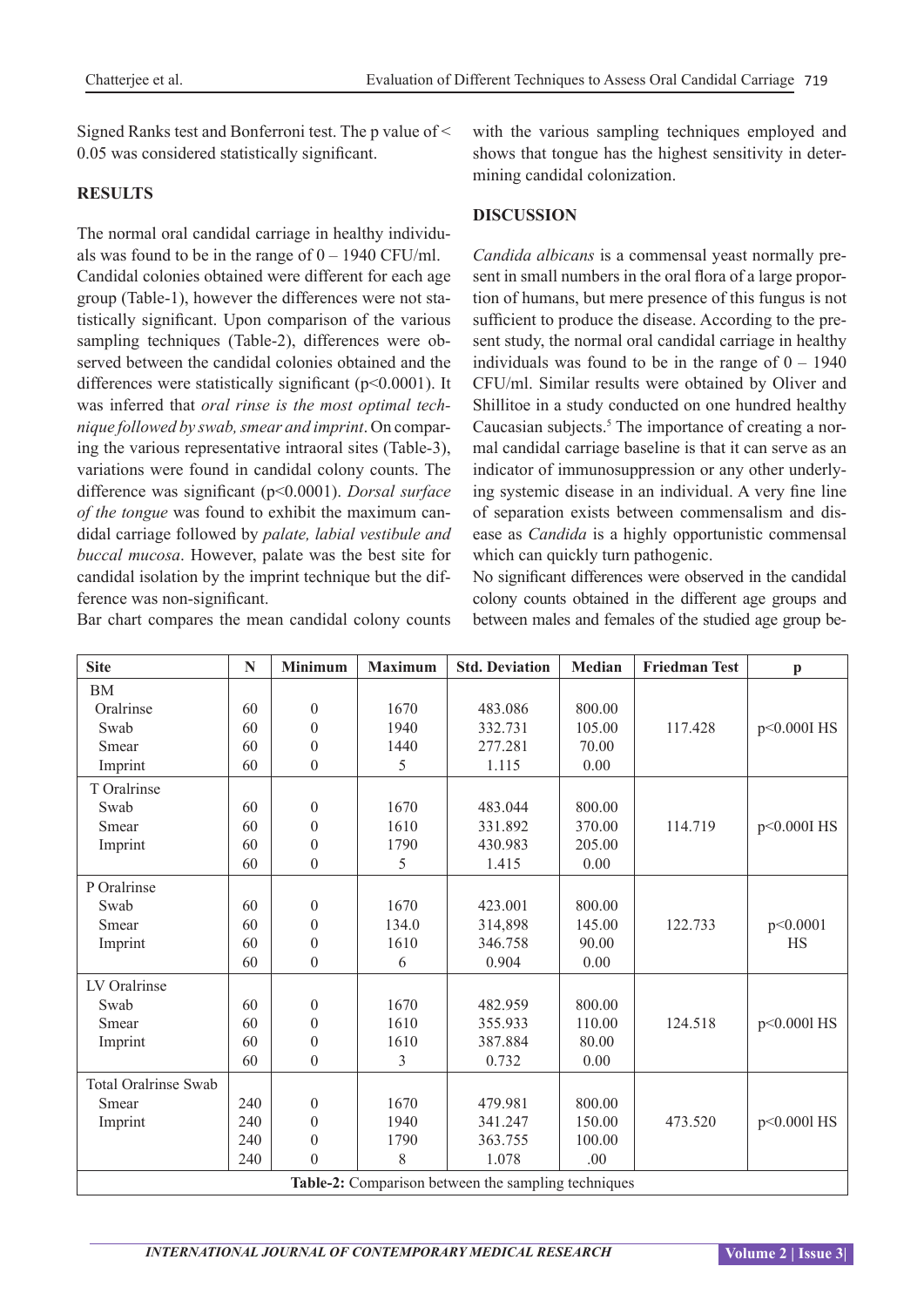Signed Ranks test and Bonferroni test. The p value of < 0.05 was considered statistically significant.

## RESULTS

The normal oral candidal carriage in healthy individuals was found to be in the range of 0 – 1940 CFU/ml. Candidal colonies obtained were different for each age group (Table-1), however the differences were not statistically significant. Upon comparison of the various sampling techniques (Table-2), differences were observed between the candidal colonies obtained and the differences were statistically significant (p<0.0001). It was inferred that *oral rinse is the most optimal technique followed by swab, smear and imprint*. On comparing the various representative intraoral sites (Table-3), variations were found in candidal colony counts. The difference was significant (p<0.0001). *Dorsal surface of the tongue* was found to exhibit the maximum candidal carriage followed by *palate, labial vestibule and buccal mucosa*. However, palate was the best site for candidal isolation by the imprint technique but the difference was non-significant.

Bar chart compares the mean candidal colony counts with the various sampling techniques employed and shows that tongue has the highest sensitivity in determining candidal colonization.

## DISCUSSION

*Candida albicans* is a commensal yeast normally present in small numbers in the oral flora of a large proportion of humans, but mere presence of this fungus is not sufficient to produce the disease. According to the present study, the normal oral candidal carriage in healthy individuals was found to be in the range of 0 – 1940 CFU/ml. Similar results were obtained by Oliver and Shillitoe in a study conducted on one hundred healthy Caucasian subjects.[5] The importance of creating a normal candidal carriage baseline is that it can serve as an indicator of immunosuppression or any other underlying systemic disease in an individual. A very fine line of separation exists between commensalism and disease as *Candida* is a highly opportunistic commensal which can quickly turn pathogenic.

No significant differences were observed in the candidal colony counts obtained in the different age groups and between males and females of the studied age group be-

| Site | N | Minimum | Maximum | Std. Deviation | Median | Friedman Test | p |
|---|---|---|---|---|---|---|---|
| BM | | | | | | | |
| Oralrinse | 60 | 0 | 1670 | 483.086 | 800.00 | | |
| Swab | 60 | 0 | 1940 | 332.731 | 105.00 | 117.428 | p<0.000I HS |
| Smear | 60 | 0 | 1440 | 277.281 | 70.00 | | |
| Imprint | 60 | 0 | 5 | 1.115 | 0.00 | | |
| T Oralrinse | | | | | | | |
| Swab | 60 | 0 | 1670 | 483.044 | 800.00 | | |
| Smear | 60 | 0 | 1610 | 331.892 | 370.00 | 114.719 | p<0.000I HS |
| Imprint | 60 | 0 | 1790 | 430.983 | 205.00 | | |
| | 60 | 0 | 5 | 1.415 | 0.00 | | |
| P Oralrinse | | | | | | | |
| Swab | 60 | 0 | 1670 | 423.001 | 800.00 | | |
| Smear | 60 | 0 | 134.0 | 314,898 | 145.00 | 122.733 | p<0.0001 HS |
| Imprint | 60 | 0 | 1610 | 346.758 | 90.00 | | |
| | 60 | 0 | 6 | 0.904 | 0.00 | | |
| LV Oralrinse | | | | | | | |
| Swab | 60 | 0 | 1670 | 482.959 | 800.00 | | |
| Smear | 60 | 0 | 1610 | 355.933 | 110.00 | 124.518 | p<0.000l HS |
| Imprint | 60 | 0 | 1610 | 387.884 | 80.00 | | |
| | 60 | 0 | 3 | 0.732 | 0.00 | | |
| Total Oralrinse Swab | | | | | | | |
| Smear | 240 | 0 | 1670 | 479.981 | 800.00 | | |
| Imprint | 240 | 0 | 1940 | 341.247 | 150.00 | 473.520 | p<0.000l HS |
| | 240 | 0 | 1790 | 363.755 | 100.00 | | |
| | 240 | 0 | 8 | 1.078 | .00 | | |

**Table-2:** Comparison between the sampling techniques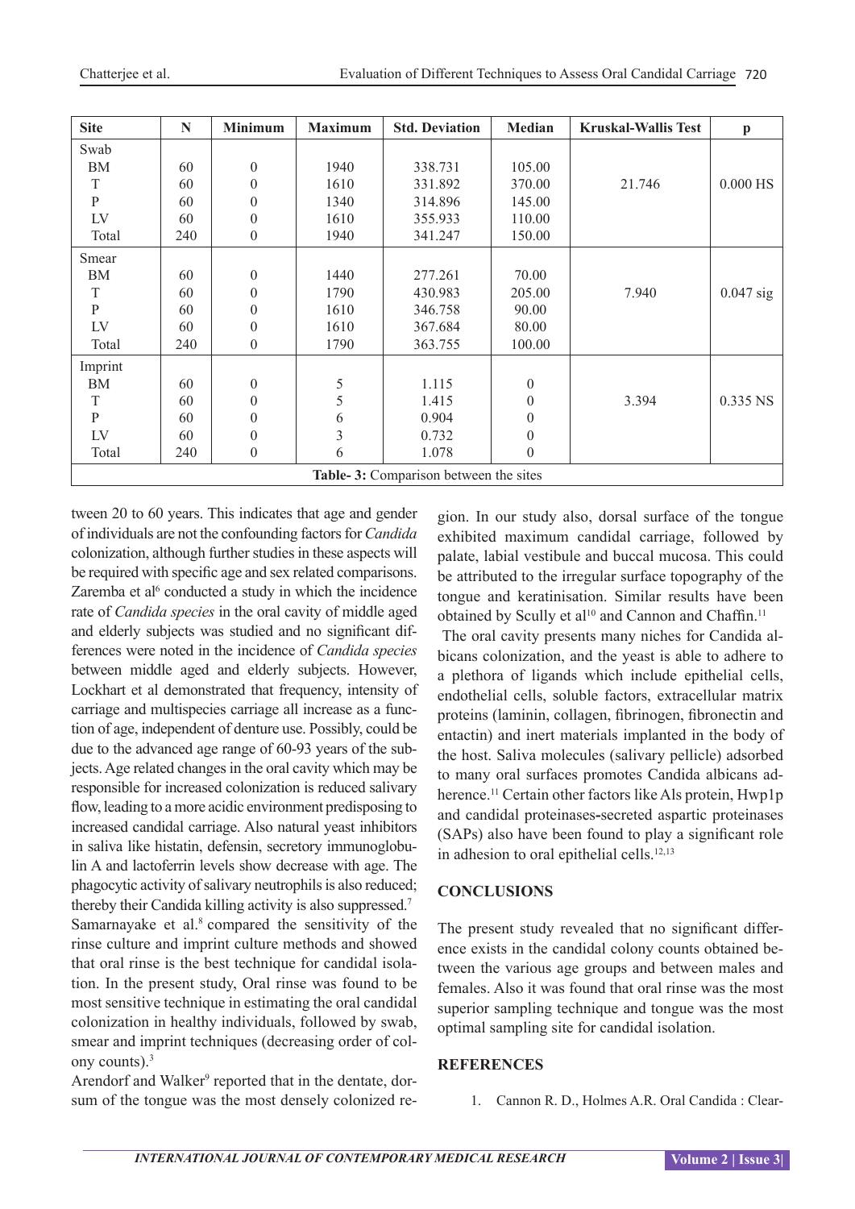| Site | N | Minimum | Maximum | Std. Deviation | Median | Kruskal-Wallis Test | p |
|---|---|---|---|---|---|---|---|
| Swab | | | | | | | |
| BM | 60 | 0 | 1940 | 338.731 | 105.00 | 21.746 | 0.000 HS |
| T | 60 | 0 | 1610 | 331.892 | 370.00 | | |
| P | 60 | 0 | 1340 | 314.896 | 145.00 | | |
| LV | 60 | 0 | 1610 | 355.933 | 110.00 | | |
| Total | 240 | 0 | 1940 | 341.247 | 150.00 | | |
| Smear | | | | | | | |
| BM | 60 | 0 | 1440 | 277.261 | 70.00 | 7.940 | 0.047 sig |
| T | 60 | 0 | 1790 | 430.983 | 205.00 | | |
| P | 60 | 0 | 1610 | 346.758 | 90.00 | | |
| LV | 60 | 0 | 1610 | 367.684 | 80.00 | | |
| Total | 240 | 0 | 1790 | 363.755 | 100.00 | | |
| Imprint | | | | | | | |
| BM | 60 | 0 | 5 | 1.115 | 0 | 3.394 | 0.335 NS |
| T | 60 | 0 | 5 | 1.415 | 0 | | |
| P | 60 | 0 | 6 | 0.904 | 0 | | |
| LV | 60 | 0 | 3 | 0.732 | 0 | | |
| Total | 240 | 0 | 6 | 1.078 | 0 | | |

**Table- 3:** Comparison between the sites

tween 20 to 60 years. This indicates that age and gender of individuals are not the confounding factors for *Candida* colonization, although further studies in these aspects will be required with specific age and sex related comparisons. Zaremba et al[6] conducted a study in which the incidence rate of *Candida species* in the oral cavity of middle aged and elderly subjects was studied and no significant differences were noted in the incidence of *Candida species* between middle aged and elderly subjects. However, Lockhart et al demonstrated that frequency, intensity of carriage and multispecies carriage all increase as a function of age, independent of denture use. Possibly, could be due to the advanced age range of 60-93 years of the subjects. Age related changes in the oral cavity which may be responsible for increased colonization is reduced salivary flow, leading to a more acidic environment predisposing to increased candidal carriage. Also natural yeast inhibitors in saliva like histatin, defensin, secretory immunoglobulin A and lactoferrin levels show decrease with age. The phagocytic activity of salivary neutrophils is also reduced; thereby their Candida killing activity is also suppressed.[7]

Samarnayake et al.[8] compared the sensitivity of the rinse culture and imprint culture methods and showed that oral rinse is the best technique for candidal isolation. In the present study, Oral rinse was found to be most sensitive technique in estimating the oral candidal colonization in healthy individuals, followed by swab, smear and imprint techniques (decreasing order of colony counts).[3]

Arendorf and Walker[9] reported that in the dentate, dorsum of the tongue was the most densely colonized region. In our study also, dorsal surface of the tongue exhibited maximum candidal carriage, followed by palate, labial vestibule and buccal mucosa. This could be attributed to the irregular surface topography of the tongue and keratinisation. Similar results have been obtained by Scully et al[10] and Cannon and Chaffin.[11]

The oral cavity presents many niches for Candida albicans colonization, and the yeast is able to adhere to a plethora of ligands which include epithelial cells, endothelial cells, soluble factors, extracellular matrix proteins (laminin, collagen, fibrinogen, fibronectin and entactin) and inert materials implanted in the body of the host. Saliva molecules (salivary pellicle) adsorbed to many oral surfaces promotes Candida albicans adherence.[11] Certain other factors like Als protein, Hwp1p and candidal proteinases-secreted aspartic proteinases (SAPs) also have been found to play a significant role in adhesion to oral epithelial cells.[12,13]

## CONCLUSIONS

The present study revealed that no significant difference exists in the candidal colony counts obtained between the various age groups and between males and females. Also it was found that oral rinse was the most superior sampling technique and tongue was the most optimal sampling site for candidal isolation.

## REFERENCES

1. Cannon R. D., Holmes A.R. Oral Candida : Clear-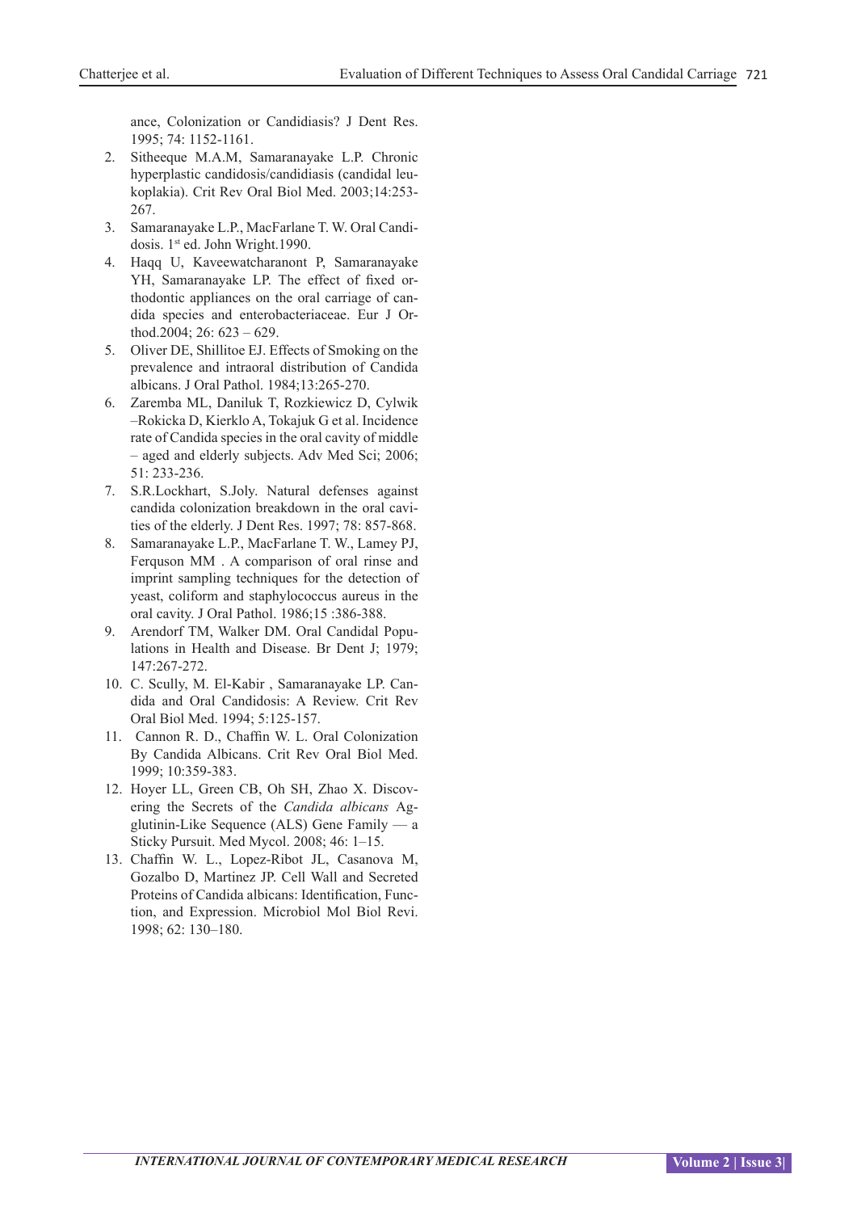ance, Colonization or Candidiasis? J Dent Res. 1995; 74: 1152-1161.

2. Sitheeque M.A.M, Samaranayake L.P. Chronic hyperplastic candidosis/candidiasis (candidal leukoplakia). Crit Rev Oral Biol Med. 2003;14:253-267.
3. Samaranayake L.P., MacFarlane T. W. Oral Candidosis. 1st ed. John Wright.1990.
4. Haqq U, Kaveewatcharanont P, Samaranayake YH, Samaranayake LP. The effect of fixed orthodontic appliances on the oral carriage of candida species and enterobacteriaceae. Eur J Orthod.2004; 26: 623 – 629.
5. Oliver DE, Shillitoe EJ. Effects of Smoking on the prevalence and intraoral distribution of Candida albicans. J Oral Pathol. 1984;13:265-270.
6. Zaremba ML, Daniluk T, Rozkiewicz D, Cylwik –Rokicka D, Kierklo A, Tokajuk G et al. Incidence rate of Candida species in the oral cavity of middle – aged and elderly subjects. Adv Med Sci; 2006; 51: 233-236.
7. S.R.Lockhart, S.Joly. Natural defenses against candida colonization breakdown in the oral cavities of the elderly. J Dent Res. 1997; 78: 857-868.
8. Samaranayake L.P., MacFarlane T. W., Lamey PJ, Ferquson MM . A comparison of oral rinse and imprint sampling techniques for the detection of yeast, coliform and staphylococcus aureus in the oral cavity. J Oral Pathol. 1986;15 :386-388.
9. Arendorf TM, Walker DM. Oral Candidal Populations in Health and Disease. Br Dent J; 1979; 147:267-272.
10. C. Scully, M. El-Kabir , Samaranayake LP. Candida and Oral Candidosis: A Review. Crit Rev Oral Biol Med. 1994; 5:125-157.
11. Cannon R. D., Chaffin W. L. Oral Colonization By Candida Albicans. Crit Rev Oral Biol Med. 1999; 10:359-383.
12. Hoyer LL, Green CB, Oh SH, Zhao X. Discovering the Secrets of the *Candida albicans* Agglutinin-Like Sequence (ALS) Gene Family — a Sticky Pursuit. Med Mycol. 2008; 46: 1–15.
13. Chaffin W. L., Lopez-Ribot JL, Casanova M, Gozalbo D, Martinez JP. Cell Wall and Secreted Proteins of Candida albicans: Identification, Function, and Expression. Microbiol Mol Biol Revi. 1998; 62: 130–180.